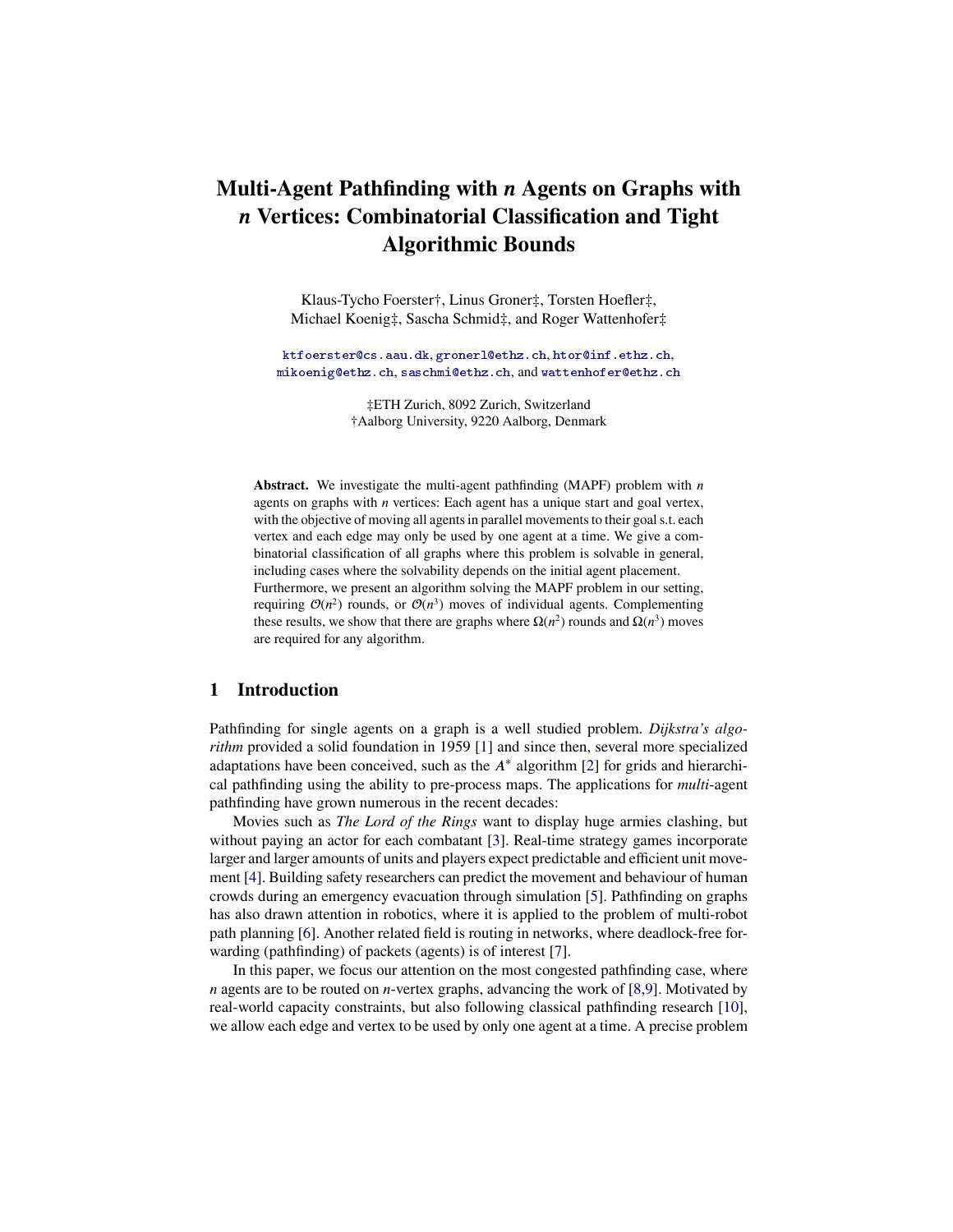# Multi-Agent Pathfinding with $n$ Agents on Graphs with $n$ Vertices: Combinatorial Classification and Tight Algorithmic Bounds

Klaus-Tycho Foerster†, Linus Groner‡, Torsten Hoefler‡, Michael Koenig‡, Sascha Schmid‡, and Roger Wattenhofer‡

ktfoerster@cs.aau.dk, gronerl@ethz.ch, htor@inf.ethz.ch, mikoenig@ethz.ch, saschmi@ethz.ch, and wattenhofer@ethz.ch

‡ETH Zurich, 8092 Zurich, Switzerland
†Aalborg University, 9220 Aalborg, Denmark

**Abstract.** We investigate the multi-agent pathfinding (MAPF) problem with $n$ agents on graphs with $n$ vertices: Each agent has a unique start and goal vertex, with the objective of moving all agents in parallel movements to their goal s.t. each vertex and each edge may only be used by one agent at a time. We give a combinatorial classification of all graphs where this problem is solvable in general, including cases where the solvability depends on the initial agent placement. Furthermore, we present an algorithm solving the MAPF problem in our setting, requiring $\mathcal{O}(n^2)$ rounds, or $\mathcal{O}(n^3)$ moves of individual agents. Complementing these results, we show that there are graphs where $\Omega(n^2)$ rounds and $\Omega(n^3)$ moves are required for any algorithm.

## 1 Introduction

Pathfinding for single agents on a graph is a well studied problem. *Dijkstra's algorithm* provided a solid foundation in 1959 [1] and since then, several more specialized adaptations have been conceived, such as the $A^*$ algorithm [2] for grids and hierarchical pathfinding using the ability to pre-process maps. The applications for *multi*-agent pathfinding have grown numerous in the recent decades:

Movies such as *The Lord of the Rings* want to display huge armies clashing, but without paying an actor for each combatant [3]. Real-time strategy games incorporate larger and larger amounts of units and players expect predictable and efficient unit movement [4]. Building safety researchers can predict the movement and behaviour of human crowds during an emergency evacuation through simulation [5]. Pathfinding on graphs has also drawn attention in robotics, where it is applied to the problem of multi-robot path planning [6]. Another related field is routing in networks, where deadlock-free forwarding (pathfinding) of packets (agents) is of interest [7].

In this paper, we focus our attention on the most congested pathfinding case, where $n$ agents are to be routed on $n$-vertex graphs, advancing the work of [8,9]. Motivated by real-world capacity constraints, but also following classical pathfinding research [10], we allow each edge and vertex to be used by only one agent at a time. A precise problem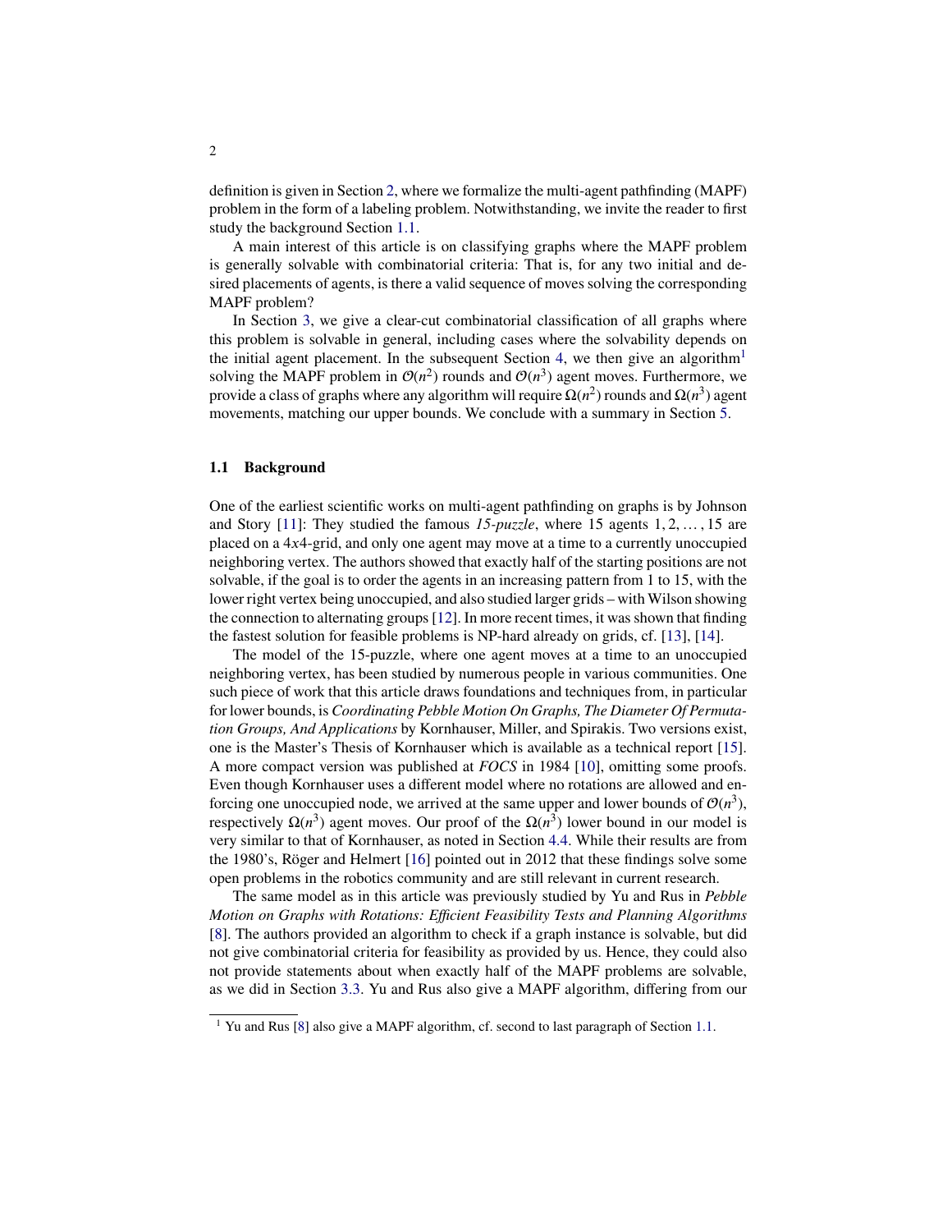definition is given in Section 2, where we formalize the multi-agent pathfinding (MAPF) problem in the form of a labeling problem. Notwithstanding, we invite the reader to first study the background Section 1.1.

A main interest of this article is on classifying graphs where the MAPF problem is generally solvable with combinatorial criteria: That is, for any two initial and desired placements of agents, is there a valid sequence of moves solving the corresponding MAPF problem?

In Section 3, we give a clear-cut combinatorial classification of all graphs where this problem is solvable in general, including cases where the solvability depends on the initial agent placement. In the subsequent Section 4, we then give an algorithm[1] solving the MAPF problem in $\mathcal{O}(n^2)$ rounds and $\mathcal{O}(n^3)$ agent moves. Furthermore, we provide a class of graphs where any algorithm will require $\Omega(n^2)$ rounds and $\Omega(n^3)$ agent movements, matching our upper bounds. We conclude with a summary in Section 5.

### 1.1 Background

One of the earliest scientific works on multi-agent pathfinding on graphs is by Johnson and Story [11]: They studied the famous *15-puzzle*, where 15 agents $1, 2, \ldots, 15$ are placed on a 4*x*4-grid, and only one agent may move at a time to a currently unoccupied neighboring vertex. The authors showed that exactly half of the starting positions are not solvable, if the goal is to order the agents in an increasing pattern from 1 to 15, with the lower right vertex being unoccupied, and also studied larger grids – with Wilson showing the connection to alternating groups [12]. In more recent times, it was shown that finding the fastest solution for feasible problems is NP-hard already on grids, cf. [13], [14].

The model of the 15-puzzle, where one agent moves at a time to an unoccupied neighboring vertex, has been studied by numerous people in various communities. One such piece of work that this article draws foundations and techniques from, in particular for lower bounds, is *Coordinating Pebble Motion On Graphs, The Diameter Of Permutation Groups, And Applications* by Kornhauser, Miller, and Spirakis. Two versions exist, one is the Master's Thesis of Kornhauser which is available as a technical report [15]. A more compact version was published at *FOCS* in 1984 [10], omitting some proofs. Even though Kornhauser uses a different model where no rotations are allowed and enforcing one unoccupied node, we arrived at the same upper and lower bounds of $\mathcal{O}(n^3)$, respectively $\Omega(n^3)$ agent moves. Our proof of the $\Omega(n^3)$ lower bound in our model is very similar to that of Kornhauser, as noted in Section 4.4. While their results are from the 1980's, Röger and Helmert [16] pointed out in 2012 that these findings solve some open problems in the robotics community and are still relevant in current research.

The same model as in this article was previously studied by Yu and Rus in *Pebble Motion on Graphs with Rotations: Efficient Feasibility Tests and Planning Algorithms* [8]. The authors provided an algorithm to check if a graph instance is solvable, but did not give combinatorial criteria for feasibility as provided by us. Hence, they could also not provide statements about when exactly half of the MAPF problems are solvable, as we did in Section 3.3. Yu and Rus also give a MAPF algorithm, differing from our

[1] Yu and Rus [8] also give a MAPF algorithm, cf. second to last paragraph of Section 1.1.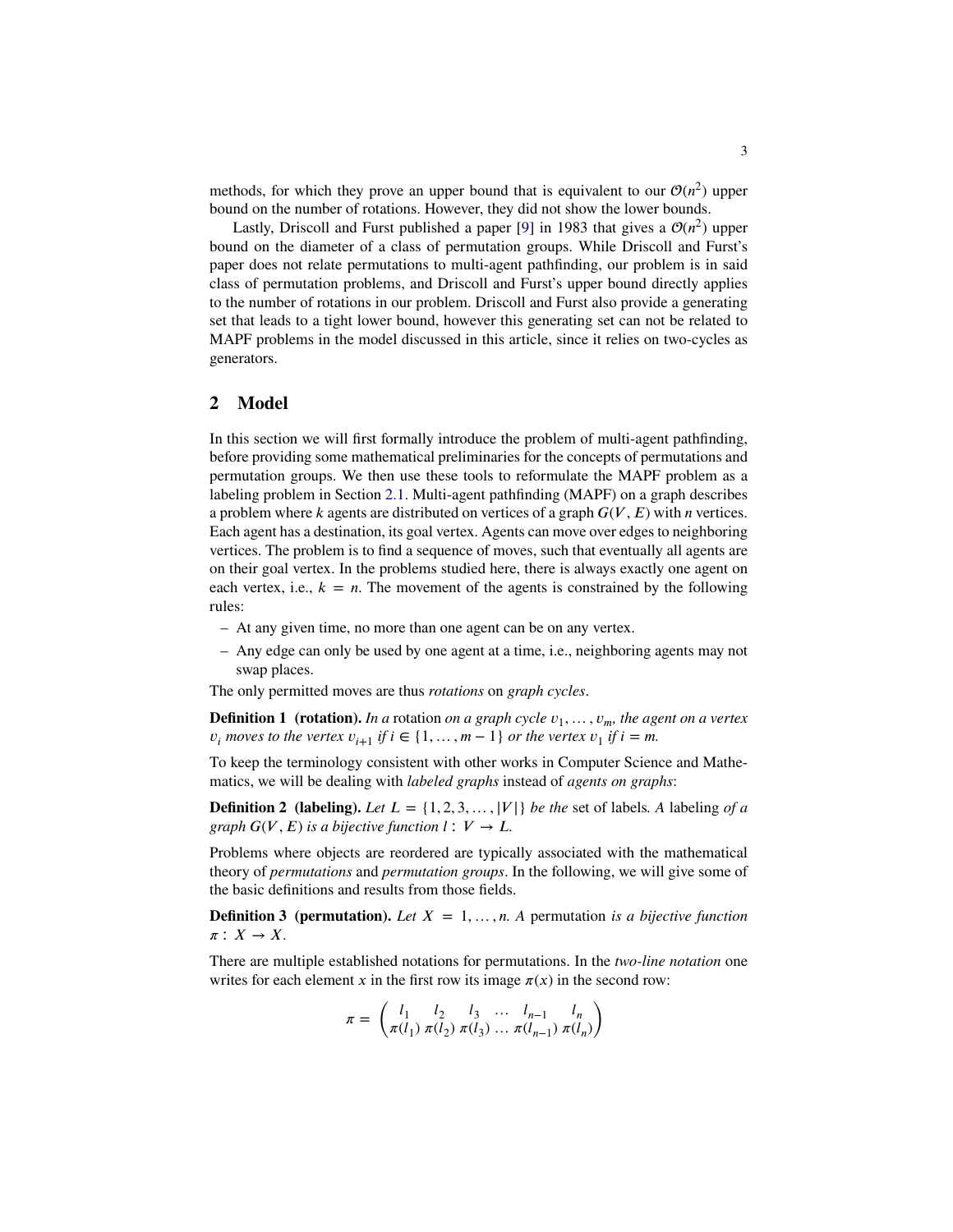methods, for which they prove an upper bound that is equivalent to our $\mathcal{O}(n^2)$ upper bound on the number of rotations. However, they did not show the lower bounds.

Lastly, Driscoll and Furst published a paper [9] in 1983 that gives a $\mathcal{O}(n^2)$ upper bound on the diameter of a class of permutation groups. While Driscoll and Furst's paper does not relate permutations to multi-agent pathfinding, our problem is in said class of permutation problems, and Driscoll and Furst's upper bound directly applies to the number of rotations in our problem. Driscoll and Furst also provide a generating set that leads to a tight lower bound, however this generating set can not be related to MAPF problems in the model discussed in this article, since it relies on two-cycles as generators.

## 2 Model

In this section we will first formally introduce the problem of multi-agent pathfinding, before providing some mathematical preliminaries for the concepts of permutations and permutation groups. We then use these tools to reformulate the MAPF problem as a labeling problem in Section 2.1. Multi-agent pathfinding (MAPF) on a graph describes a problem where $k$ agents are distributed on vertices of a graph $G(V, E)$ with $n$ vertices. Each agent has a destination, its goal vertex. Agents can move over edges to neighboring vertices. The problem is to find a sequence of moves, such that eventually all agents are on their goal vertex. In the problems studied here, there is always exactly one agent on each vertex, i.e., $k = n$. The movement of the agents is constrained by the following rules:

- At any given time, no more than one agent can be on any vertex.
- Any edge can only be used by one agent at a time, i.e., neighboring agents may not swap places.

The only permitted moves are thus *rotations* on *graph cycles*.

**Definition 1 (rotation).** *In a* rotation *on a graph cycle $v_1, \dots, v_m$, the agent on a vertex $v_i$ moves to the vertex $v_{i+1}$ if $i \in \{1, \dots, m-1\}$ or the vertex $v_1$ if $i = m$.*

To keep the terminology consistent with other works in Computer Science and Mathematics, we will be dealing with *labeled graphs* instead of *agents on graphs*:

**Definition 2 (labeling).** *Let $L = \{1, 2, 3, \dots, |V|\}$ be the* set of labels*. A* labeling *of a graph $G(V, E)$ is a bijective function $l : V \to L$.*

Problems where objects are reordered are typically associated with the mathematical theory of *permutations* and *permutation groups*. In the following, we will give some of the basic definitions and results from those fields.

**Definition 3 (permutation).** *Let $X = 1, \dots, n$. A* permutation *is a bijective function $\pi : X \to X$.*

There are multiple established notations for permutations. In the *two-line notation* one writes for each element $x$ in the first row its image $\pi(x)$ in the second row:

$$\pi = \begin{pmatrix} l_1 & l_2 & l_3 & \dots & l_{n-1} & l_n \\ \pi(l_1) & \pi(l_2) & \pi(l_3) & \dots & \pi(l_{n-1}) & \pi(l_n) \end{pmatrix}$$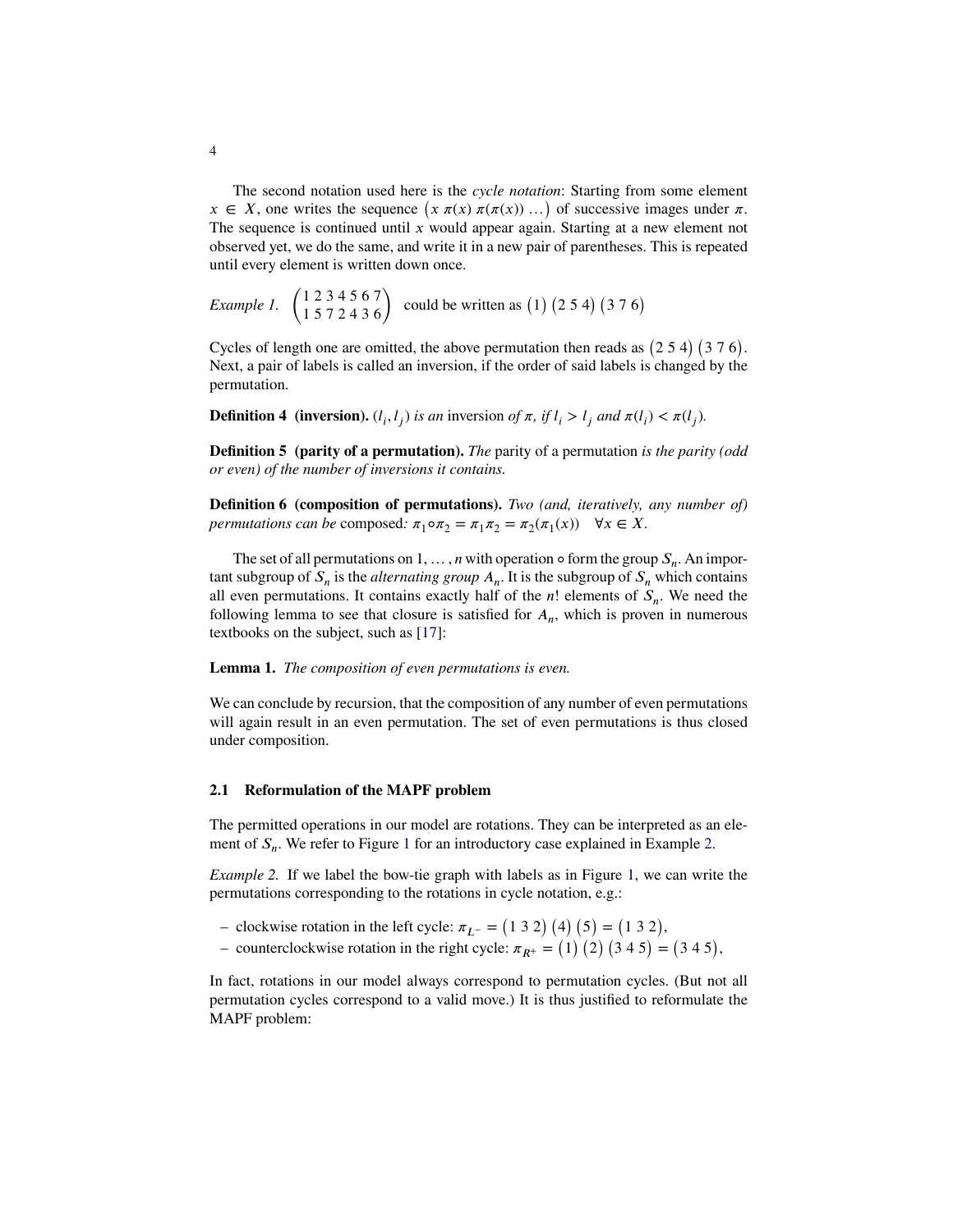The second notation used here is the *cycle notation*: Starting from some element $x \in X$, one writes the sequence $\left(x\ \pi(x)\ \pi(\pi(x))\ \dots\right)$ of successive images under $\pi$. The sequence is continued until $x$ would appear again. Starting at a new element not observed yet, we do the same, and write it in a new pair of parentheses. This is repeated until every element is written down once.

*Example 1.* $\begin{pmatrix} 1\,2\,3\,4\,5\,6\,7 \\ 1\,5\,7\,2\,4\,3\,6 \end{pmatrix}$ could be written as $\left(1\right)\left(2\ 5\ 4\right)\left(3\ 7\ 6\right)$

Cycles of length one are omitted, the above permutation then reads as $\left(2\ 5\ 4\right)\left(3\ 7\ 6\right)$. Next, a pair of labels is called an inversion, if the order of said labels is changed by the permutation.

**Definition 4 (inversion).** *$(l_i, l_j)$ is an* inversion *of $\pi$, if $l_i > l_j$ and $\pi(l_i) < \pi(l_j)$.*

**Definition 5 (parity of a permutation).** *The* parity of a permutation *is the parity (odd or even) of the number of inversions it contains.*

**Definition 6 (composition of permutations).** *Two (and, iteratively, any number of) permutations can be* composed*: $\pi_1 \circ \pi_2 = \pi_1 \pi_2 = \pi_2(\pi_1(x)) \quad \forall x \in X$.*

The set of all permutations on $1, \dots, n$ with operation $\circ$ form the group $S_n$. An important subgroup of $S_n$ is the *alternating group $A_n$*. It is the subgroup of $S_n$ which contains all even permutations. It contains exactly half of the $n!$ elements of $S_n$. We need the following lemma to see that closure is satisfied for $A_n$, which is proven in numerous textbooks on the subject, such as [17]:

**Lemma 1.** *The composition of even permutations is even.*

We can conclude by recursion, that the composition of any number of even permutations will again result in an even permutation. The set of even permutations is thus closed under composition.

## 2.1 Reformulation of the MAPF problem

The permitted operations in our model are rotations. They can be interpreted as an element of $S_n$. We refer to Figure 1 for an introductory case explained in Example 2.

*Example 2.* If we label the bow-tie graph with labels as in Figure 1, we can write the permutations corresponding to the rotations in cycle notation, e.g.:

- clockwise rotation in the left cycle: $\pi_{L^-} = \left(1\ 3\ 2\right)\left(4\right)\left(5\right) = \left(1\ 3\ 2\right)$,
- counterclockwise rotation in the right cycle: $\pi_{R^+} = \left(1\right)\left(2\right)\left(3\ 4\ 5\right) = \left(3\ 4\ 5\right)$,

In fact, rotations in our model always correspond to permutation cycles. (But not all permutation cycles correspond to a valid move.) It is thus justified to reformulate the MAPF problem: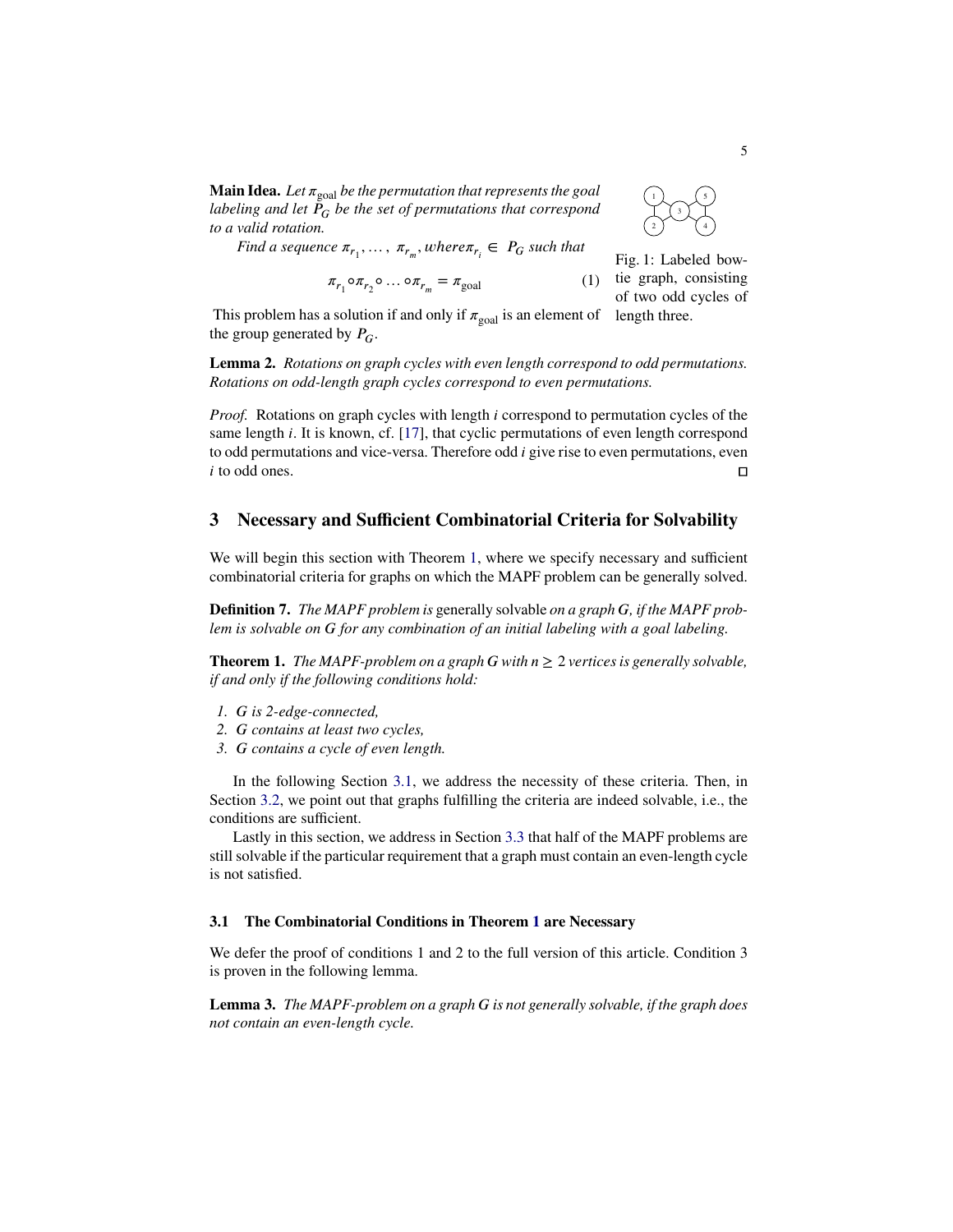**Main Idea.** *Let $\pi_{\text{goal}}$ be the permutation that represents the goal labeling and let $P_G$ be the set of permutations that correspond to a valid rotation.*

*Find a sequence $\pi_{r_1}, \ldots, \pi_{r_m}$, where $\pi_{r_i} \in P_G$ such that*

$$\pi_{r_1} \circ \pi_{r_2} \circ \ldots \circ \pi_{r_m} = \pi_{\text{goal}} \tag{1}$$

This problem has a solution if and only if $\pi_{\text{goal}}$ is an element of the group generated by $P_G$.

Fig. 1: Labeled bow-tie graph, consisting of two odd cycles of length three.

**Lemma 2.** *Rotations on graph cycles with even length correspond to odd permutations. Rotations on odd-length graph cycles correspond to even permutations.*

*Proof.* Rotations on graph cycles with length $i$ correspond to permutation cycles of the same length $i$. It is known, cf. [17], that cyclic permutations of even length correspond to odd permutations and vice-versa. Therefore odd $i$ give rise to even permutations, even $i$ to odd ones. ◻

## 3 Necessary and Sufficient Combinatorial Criteria for Solvability

We will begin this section with Theorem 1, where we specify necessary and sufficient combinatorial criteria for graphs on which the MAPF problem can be generally solved.

**Definition 7.** *The MAPF problem is* generally solvable *on a graph G, if the MAPF problem is solvable on G for any combination of an initial labeling with a goal labeling.*

**Theorem 1.** *The MAPF-problem on a graph G with $n \geq 2$ vertices is generally solvable, if and only if the following conditions hold:*

1. *G is 2-edge-connected,*
2. *G contains at least two cycles,*
3. *G contains a cycle of even length.*

In the following Section 3.1, we address the necessity of these criteria. Then, in Section 3.2, we point out that graphs fulfilling the criteria are indeed solvable, i.e., the conditions are sufficient.

Lastly in this section, we address in Section 3.3 that half of the MAPF problems are still solvable if the particular requirement that a graph must contain an even-length cycle is not satisfied.

### 3.1 The Combinatorial Conditions in Theorem 1 are Necessary

We defer the proof of conditions 1 and 2 to the full version of this article. Condition 3 is proven in the following lemma.

**Lemma 3.** *The MAPF-problem on a graph G is not generally solvable, if the graph does not contain an even-length cycle.*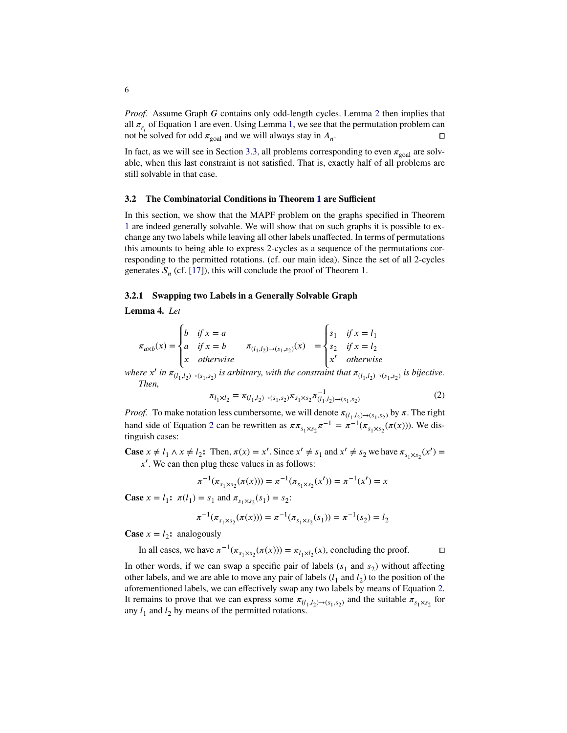*Proof.* Assume Graph $G$ contains only odd-length cycles. Lemma 2 then implies that all $\pi_{r_i}$ of Equation 1 are even. Using Lemma 1, we see that the permutation problem can not be solved for odd $\pi_{\text{goal}}$ and we will always stay in $A_n$. □

In fact, as we will see in Section 3.3, all problems corresponding to even $\pi_{\text{goal}}$ are solvable, when this last constraint is not satisfied. That is, exactly half of all problems are still solvable in that case.

### 3.2 The Combinatorial Conditions in Theorem 1 are Sufficient

In this section, we show that the MAPF problem on the graphs specified in Theorem 1 are indeed generally solvable. We will show that on such graphs it is possible to exchange any two labels while leaving all other labels unaffected. In terms of permutations this amounts to being able to express 2-cycles as a sequence of the permutations corresponding to the permitted rotations. (cf. our main idea). Since the set of all 2-cycles generates $S_n$ (cf. [17]), this will conclude the proof of Theorem 1.

#### 3.2.1 Swapping two Labels in a Generally Solvable Graph

**Lemma 4.** *Let*

$$\pi_{a\times b}(x) = \begin{cases} b & \text{if } x = a \\ a & \text{if } x = b \\ x & \text{otherwise} \end{cases} \qquad \pi_{(l_1,l_2)\to(s_1,s_2)}(x) = \begin{cases} s_1 & \text{if } x = l_1 \\ s_2 & \text{if } x = l_2 \\ x' & \text{otherwise} \end{cases}$$

*where $x'$ in $\pi_{(l_1,l_2)\to(s_1,s_2)}$ is arbitrary, with the constraint that $\pi_{(l_1,l_2)\to(s_1,s_2)}$ is bijective. Then,*

$$\pi_{l_1\times l_2} = \pi_{(l_1,l_2)\to(s_1,s_2)}\pi_{s_1\times s_2}\pi^{-1}_{(l_1,l_2)\to(s_1,s_2)} \tag{2}$$

*Proof.* To make notation less cumbersome, we will denote $\pi_{(l_1,l_2)\to(s_1,s_2)}$ by $\pi$. The right hand side of Equation 2 can be rewritten as $\pi\pi_{s_1\times s_2}\pi^{-1} = \pi^{-1}(\pi_{s_1\times s_2}(\pi(x)))$. We distinguish cases:

**Case $x \neq l_1 \wedge x \neq l_2$:** Then, $\pi(x) = x'$. Since $x' \neq s_1$ and $x' \neq s_2$ we have $\pi_{s_1\times s_2}(x') = x'$. We can then plug these values in as follows:

$$\pi^{-1}(\pi_{s_1\times s_2}(\pi(x))) = \pi^{-1}(\pi_{s_1\times s_2}(x')) = \pi^{-1}(x') = x$$

**Case $x = l_1$:** $\pi(l_1) = s_1$ and $\pi_{s_1\times s_2}(s_1) = s_2$:

$$\pi^{-1}(\pi_{s_1\times s_2}(\pi(x))) = \pi^{-1}(\pi_{s_1\times s_2}(s_1)) = \pi^{-1}(s_2) = l_2$$

**Case $x = l_2$:** analogously

In all cases, we have $\pi^{-1}(\pi_{s_1\times s_2}(\pi(x))) = \pi_{l_1\times l_2}(x)$, concluding the proof. □

In other words, if we can swap a specific pair of labels ($s_1$ and $s_2$) without affecting other labels, and we are able to move any pair of labels ($l_1$ and $l_2$) to the position of the aforementioned labels, we can effectively swap any two labels by means of Equation 2. It remains to prove that we can express some $\pi_{(l_1,l_2)\to(s_1,s_2)}$ and the suitable $\pi_{s_1\times s_2}$ for any $l_1$ and $l_2$ by means of the permitted rotations.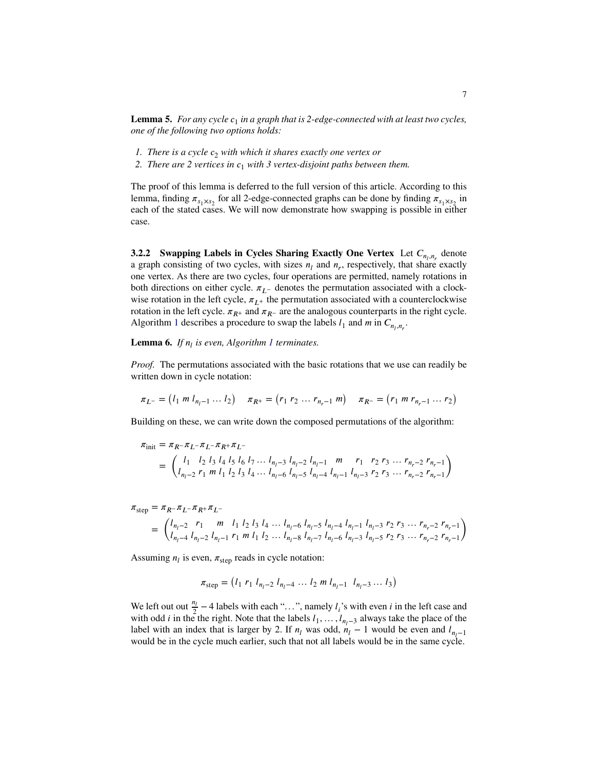**Lemma 5.** *For any cycle $c_1$ in a graph that is 2-edge-connected with at least two cycles, one of the following two options holds:*

1. *There is a cycle $c_2$ with which it shares exactly one vertex or*
2. *There are 2 vertices in $c_1$ with 3 vertex-disjoint paths between them.*

The proof of this lemma is deferred to the full version of this article. According to this lemma, finding $\pi_{s_1 \times s_2}$ for all 2-edge-connected graphs can be done by finding $\pi_{s_1 \times s_2}$ in each of the stated cases. We will now demonstrate how swapping is possible in either case.

**3.2.2 Swapping Labels in Cycles Sharing Exactly One Vertex** Let $C_{n_l,n_r}$ denote a graph consisting of two cycles, with sizes $n_l$ and $n_r$, respectively, that share exactly one vertex. As there are two cycles, four operations are permitted, namely rotations in both directions on either cycle. $\pi_{L^-}$ denotes the permutation associated with a clockwise rotation in the left cycle, $\pi_{L^+}$ the permutation associated with a counterclockwise rotation in the left cycle. $\pi_{R^+}$ and $\pi_{R^-}$ are the analogous counterparts in the right cycle. Algorithm 1 describes a procedure to swap the labels $l_1$ and $m$ in $C_{n_l,n_r}$.

**Lemma 6.** *If $n_l$ is even, Algorithm 1 terminates.*

*Proof.* The permutations associated with the basic rotations that we use can readily be written down in cycle notation:

$$\pi_{L^-} = \left(l_1\ m\ l_{n_l-1} \dots l_2\right) \quad \pi_{R^+} = \left(r_1\ r_2 \dots r_{n_r-1}\ m\right) \quad \pi_{R^-} = \left(r_1\ m\ r_{n_r-1} \dots r_2\right)$$

Building on these, we can write down the composed permutations of the algorithm:

$$\begin{aligned}
\pi_{\text{init}} &= \pi_{R^-}\pi_{L^-}\pi_{L^-}\pi_{R^+}\pi_{L^-} \\
&= \begin{pmatrix} l_1 & l_2 & l_3 & l_4 & l_5 & l_6 & l_7 & \dots & l_{n_l-3} & l_{n_l-2} & l_{n_l-1} & m & r_1 & r_2 & r_3 & \dots & r_{n_r-2} & r_{n_r-1} \\ l_{n_l-2} & r_1 & m & l_1 & l_2 & l_3 & l_4 & \dots & l_{n_l-6} & l_{n_l-5} & l_{n_l-4} & l_{n_l-1} & l_{n_l-3} & r_2 & r_3 & \dots & r_{n_r-2} & r_{n_r-1} \end{pmatrix}
\end{aligned}$$

$$\begin{aligned}
\pi_{\text{step}} &= \pi_{R^-}\pi_{L^-}\pi_{R^+}\pi_{L^-} \\
&= \begin{pmatrix} l_{n_l-2} & r_1 & m & l_1 & l_2 & l_3 & l_4 & \dots & l_{n_l-6} & l_{n_l-5} & l_{n_l-4} & l_{n_l-1} & l_{n_l-3} & r_2 & r_3 & \dots & r_{n_r-2} & r_{n_r-1} \\ l_{n_l-4} & l_{n_l-2} & l_{n_l-1} & r_1 & m & l_1 & l_2 & \dots & l_{n_l-8} & l_{n_l-7} & l_{n_l-6} & l_{n_l-3} & l_{n_l-5} & r_2 & r_3 & \dots & r_{n_r-2} & r_{n_r-1} \end{pmatrix}
\end{aligned}$$

Assuming $n_l$ is even, $\pi_{\text{step}}$ reads in cycle notation:

$$\pi_{\text{step}} = \left(l_1\ r_1\ l_{n_l-2}\ l_{n_l-4} \dots l_2\ m\ l_{n_l-1}\ \ l_{n_l-3} \dots l_3\right)$$

We left out out $\frac{n_l}{2} - 4$ labels with each "…", namely $l_i$'s with even $i$ in the left case and with odd $i$ in the the right. Note that the labels $l_1, \dots, l_{n_l-3}$ always take the place of the label with an index that is larger by 2. If $n_l$ was odd, $n_l - 1$ would be even and $l_{n_l-1}$ would be in the cycle much earlier, such that not all labels would be in the same cycle.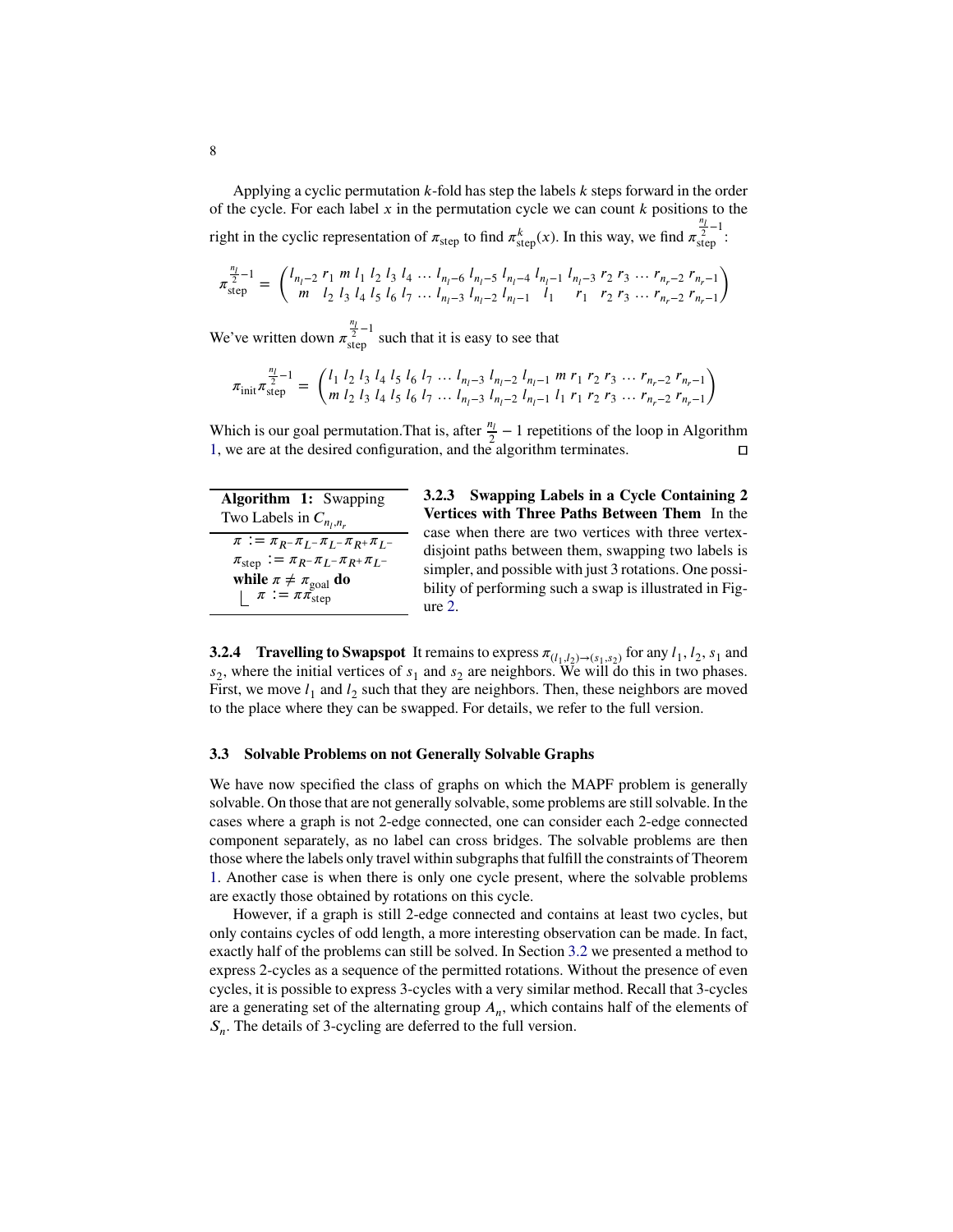Applying a cyclic permutation $k$-fold has step the labels $k$ steps forward in the order of the cycle. For each label $x$ in the permutation cycle we can count $k$ positions to the right in the cyclic representation of $\pi_{\text{step}}$ to find $\pi_{\text{step}}^{k}(x)$. In this way, we find $\pi_{\text{step}}^{\frac{n_l}{2}-1}$:

$$\pi_{\text{step}}^{\frac{n_l}{2}-1} = \begin{pmatrix} l_{n_l-2} & r_1 & m & l_1 & l_2 & l_3 & l_4 & \dots & l_{n_l-6} & l_{n_l-5} & l_{n_l-4} & l_{n_l-1} & l_{n_l-3} & r_2 & r_3 & \dots & r_{n_r-2} & r_{n_r-1} \\ m & l_2 & l_3 & l_4 & l_5 & l_6 & l_7 & \dots & l_{n_l-3} & l_{n_l-2} & l_{n_l-1} & l_1 & r_1 & r_2 & r_3 & \dots & r_{n_r-2} & r_{n_r-1} \end{pmatrix}$$

We've written down $\pi_{\text{step}}^{\frac{n_l}{2}-1}$ such that it is easy to see that

$$\pi_{\text{init}}\pi_{\text{step}}^{\frac{n_l}{2}-1} = \begin{pmatrix} l_1 & l_2 & l_3 & l_4 & l_5 & l_6 & l_7 & \dots & l_{n_l-3} & l_{n_l-2} & l_{n_l-1} & m & r_1 & r_2 & r_3 & \dots & r_{n_r-2} & r_{n_r-1} \\ m & l_2 & l_3 & l_4 & l_5 & l_6 & l_7 & \dots & l_{n_l-3} & l_{n_l-2} & l_{n_l-1} & l_1 & r_1 & r_2 & r_3 & \dots & r_{n_r-2} & r_{n_r-1} \end{pmatrix}$$

Which is our goal permutation.That is, after $\frac{n_l}{2} - 1$ repetitions of the loop in Algorithm 1, we are at the desired configuration, and the algorithm terminates. □

**Algorithm 1:** Swapping Two Labels in $C_{n_l,n_r}$

```
π := π_{R⁻} π_{L⁻} π_{L⁻} π_{R⁺} π_{L⁻}
π_step := π_{R⁻} π_{L⁻} π_{R⁺} π_{L⁻}
while π ≠ π_goal do
    π := π π_step
```

#### 3.2.3 Swapping Labels in a Cycle Containing 2 Vertices with Three Paths Between Them

In the case when there are two vertices with three vertex-disjoint paths between them, swapping two labels is simpler, and possible with just 3 rotations. One possibility of performing such a swap is illustrated in Figure 2.

#### 3.2.4 Travelling to Swapspot

It remains to express $\pi_{(l_1,l_2)\to(s_1,s_2)}$ for any $l_1$, $l_2$, $s_1$ and $s_2$, where the initial vertices of $s_1$ and $s_2$ are neighbors. We will do this in two phases. First, we move $l_1$ and $l_2$ such that they are neighbors. Then, these neighbors are moved to the place where they can be swapped. For details, we refer to the full version.

### 3.3 Solvable Problems on not Generally Solvable Graphs

We have now specified the class of graphs on which the MAPF problem is generally solvable. On those that are not generally solvable, some problems are still solvable. In the cases where a graph is not 2-edge connected, one can consider each 2-edge connected component separately, as no label can cross bridges. The solvable problems are then those where the labels only travel within subgraphs that fulfill the constraints of Theorem 1. Another case is when there is only one cycle present, where the solvable problems are exactly those obtained by rotations on this cycle.

However, if a graph is still 2-edge connected and contains at least two cycles, but only contains cycles of odd length, a more interesting observation can be made. In fact, exactly half of the problems can still be solved. In Section 3.2 we presented a method to express 2-cycles as a sequence of the permitted rotations. Without the presence of even cycles, it is possible to express 3-cycles with a very similar method. Recall that 3-cycles are a generating set of the alternating group $A_n$, which contains half of the elements of $S_n$. The details of 3-cycling are deferred to the full version.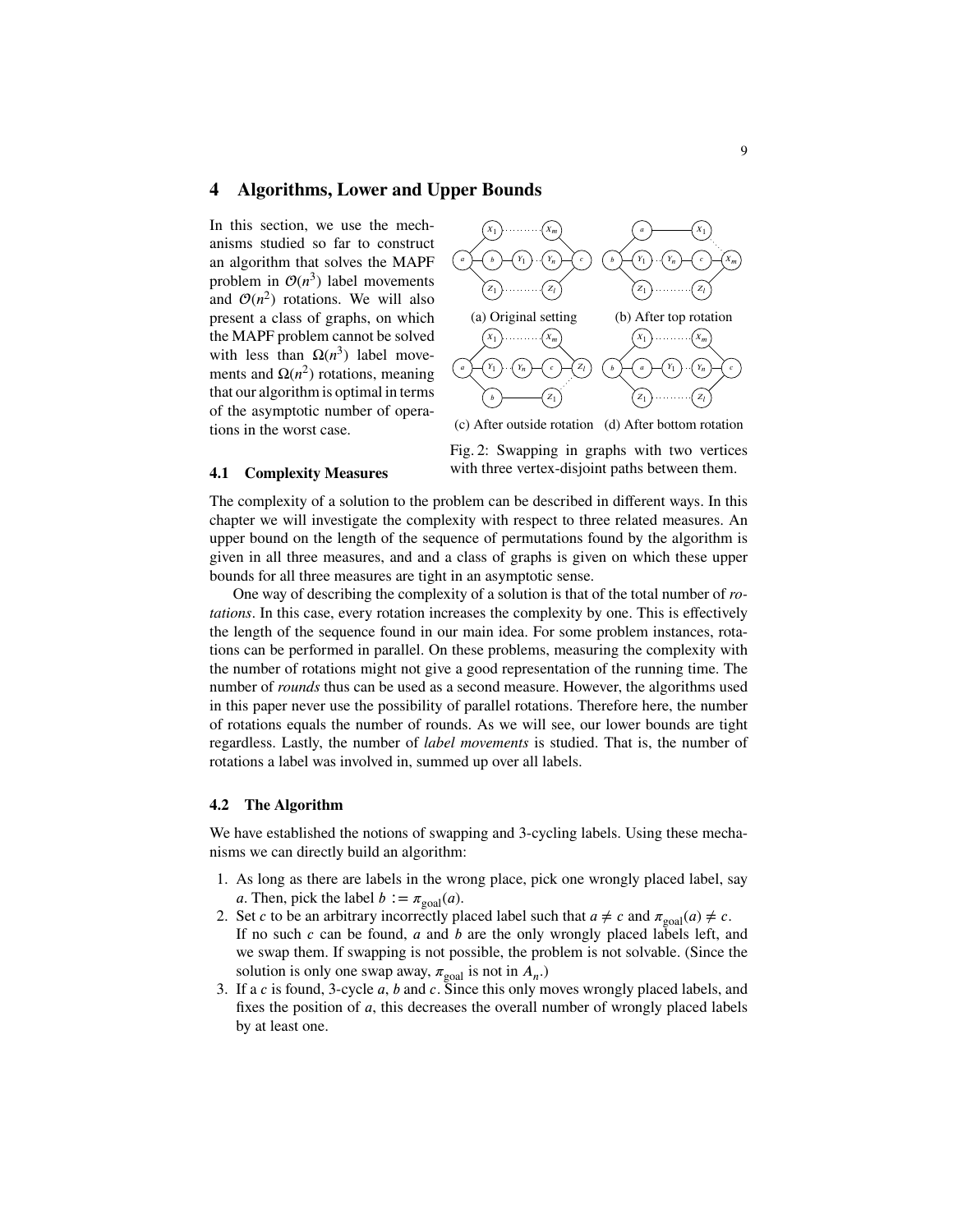## 4 Algorithms, Lower and Upper Bounds

In this section, we use the mechanisms studied so far to construct an algorithm that solves the MAPF problem in $\mathcal{O}(n^3)$ label movements and $\mathcal{O}(n^2)$ rotations. We will also present a class of graphs, on which the MAPF problem cannot be solved with less than $\Omega(n^3)$ label movements and $\Omega(n^2)$ rotations, meaning that our algorithm is optimal in terms of the asymptotic number of operations in the worst case.

(a) Original setting (b) After top rotation

(c) After outside rotation (d) After bottom rotation

Fig. 2: Swapping in graphs with two vertices with three vertex-disjoint paths between them.

### 4.1 Complexity Measures

The complexity of a solution to the problem can be described in different ways. In this chapter we will investigate the complexity with respect to three related measures. An upper bound on the length of the sequence of permutations found by the algorithm is given in all three measures, and and a class of graphs is given on which these upper bounds for all three measures are tight in an asymptotic sense.

One way of describing the complexity of a solution is that of the total number of *rotations*. In this case, every rotation increases the complexity by one. This is effectively the length of the sequence found in our main idea. For some problem instances, rotations can be performed in parallel. On these problems, measuring the complexity with the number of rotations might not give a good representation of the running time. The number of *rounds* thus can be used as a second measure. However, the algorithms used in this paper never use the possibility of parallel rotations. Therefore here, the number of rotations equals the number of rounds. As we will see, our lower bounds are tight regardless. Lastly, the number of *label movements* is studied. That is, the number of rotations a label was involved in, summed up over all labels.

### 4.2 The Algorithm

We have established the notions of swapping and 3-cycling labels. Using these mechanisms we can directly build an algorithm:

1. As long as there are labels in the wrong place, pick one wrongly placed label, say $a$. Then, pick the label $b := \pi_{\text{goal}}(a)$.
2. Set $c$ to be an arbitrary incorrectly placed label such that $a \neq c$ and $\pi_{\text{goal}}(a) \neq c$. If no such $c$ can be found, $a$ and $b$ are the only wrongly placed labels left, and we swap them. If swapping is not possible, the problem is not solvable. (Since the solution is only one swap away, $\pi_{\text{goal}}$ is not in $A_n$.)
3. If a $c$ is found, 3-cycle $a$, $b$ and $c$. Since this only moves wrongly placed labels, and fixes the position of $a$, this decreases the overall number of wrongly placed labels by at least one.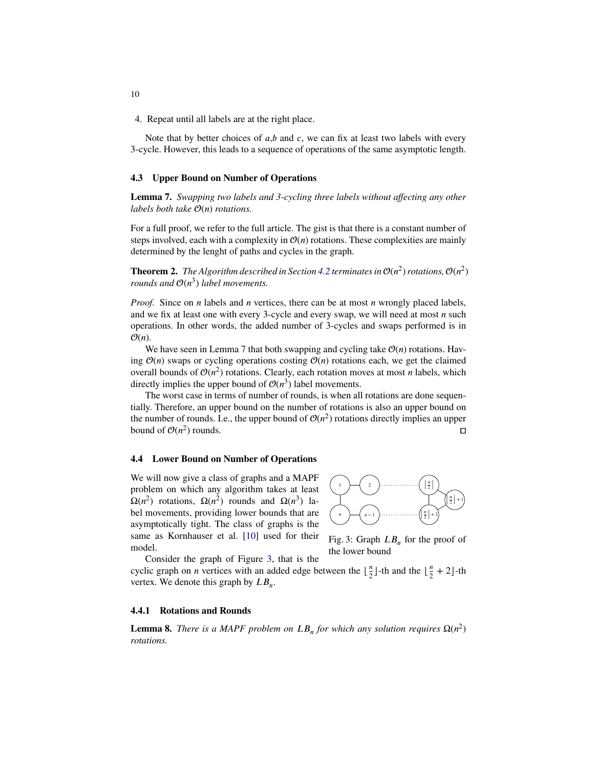4. Repeat until all labels are at the right place.

Note that by better choices of $a$,$b$ and $c$, we can fix at least two labels with every 3-cycle. However, this leads to a sequence of operations of the same asymptotic length.

### 4.3 Upper Bound on Number of Operations

**Lemma 7.** *Swapping two labels and 3-cycling three labels without affecting any other labels both take $\mathcal{O}(n)$ rotations.*

For a full proof, we refer to the full article. The gist is that there is a constant number of steps involved, each with a complexity in $\mathcal{O}(n)$ rotations. These complexities are mainly determined by the lenght of paths and cycles in the graph.

**Theorem 2.** *The Algorithm described in Section 4.2 terminates in $\mathcal{O}(n^2)$ rotations, $\mathcal{O}(n^2)$ rounds and $\mathcal{O}(n^3)$ label movements.*

*Proof.* Since on $n$ labels and $n$ vertices, there can be at most $n$ wrongly placed labels, and we fix at least one with every 3-cycle and every swap, we will need at most $n$ such operations. In other words, the added number of 3-cycles and swaps performed is in $\mathcal{O}(n)$.

We have seen in Lemma 7 that both swapping and cycling take $\mathcal{O}(n)$ rotations. Having $\mathcal{O}(n)$ swaps or cycling operations costing $\mathcal{O}(n)$ rotations each, we get the claimed overall bounds of $\mathcal{O}(n^2)$ rotations. Clearly, each rotation moves at most $n$ labels, which directly implies the upper bound of $\mathcal{O}(n^3)$ label movements.

The worst case in terms of number of rounds, is when all rotations are done sequentially. Therefore, an upper bound on the number of rotations is also an upper bound on the number of rounds. I.e., the upper bound of $\mathcal{O}(n^2)$ rotations directly implies an upper bound of $\mathcal{O}(n^2)$ rounds. □

### 4.4 Lower Bound on Number of Operations

We will now give a class of graphs and a MAPF problem on which any algorithm takes at least $\Omega(n^2)$ rotations, $\Omega(n^2)$ rounds and $\Omega(n^3)$ label movements, providing lower bounds that are asymptotically tight. The class of graphs is the same as Kornhauser et al. [10] used for their model.

Fig. 3: Graph $LB_n$ for the proof of the lower bound

Consider the graph of Figure 3, that is the cyclic graph on $n$ vertices with an added edge between the $\lfloor \frac{n}{2} \rfloor$-th and the $\lfloor \frac{n}{2} + 2 \rfloor$-th vertex. We denote this graph by $LB_n$.

#### 4.4.1 Rotations and Rounds

**Lemma 8.** *There is a MAPF problem on $LB_n$ for which any solution requires $\Omega(n^2)$ rotations.*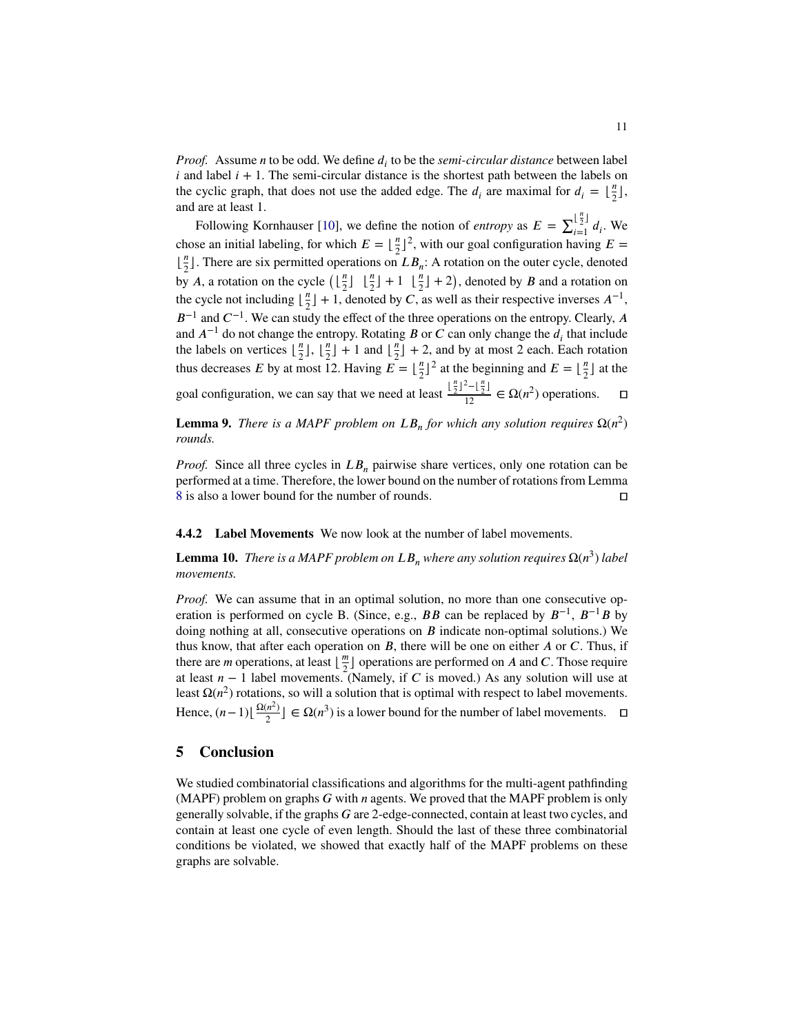*Proof.* Assume $n$ to be odd. We define $d_i$ to be the *semi-circular distance* between label $i$ and label $i+1$. The semi-circular distance is the shortest path between the labels on the cyclic graph, that does not use the added edge. The $d_i$ are maximal for $d_i = \lfloor \frac{n}{2} \rfloor$, and are at least 1.

Following Kornhauser [10], we define the notion of *entropy* as $E = \sum_{i=1}^{\lfloor \frac{n}{2} \rfloor} d_i$. We chose an initial labeling, for which $E = \lfloor \frac{n}{2} \rfloor^2$, with our goal configuration having $E = \lfloor \frac{n}{2} \rfloor$. There are six permitted operations on $LB_n$: A rotation on the outer cycle, denoted by $A$, a rotation on the cycle $\left( \lfloor \frac{n}{2} \rfloor \ \ \lfloor \frac{n}{2} \rfloor + 1 \ \ \lfloor \frac{n}{2} \rfloor + 2 \right)$, denoted by $B$ and a rotation on the cycle not including $\lfloor \frac{n}{2} \rfloor + 1$, denoted by $C$, as well as their respective inverses $A^{-1}$, $B^{-1}$ and $C^{-1}$. We can study the effect of the three operations on the entropy. Clearly, $A$ and $A^{-1}$ do not change the entropy. Rotating $B$ or $C$ can only change the $d_i$ that include the labels on vertices $\lfloor \frac{n}{2} \rfloor$, $\lfloor \frac{n}{2} \rfloor + 1$ and $\lfloor \frac{n}{2} \rfloor + 2$, and by at most 2 each. Each rotation thus decreases $E$ by at most 12. Having $E = \lfloor \frac{n}{2} \rfloor^2$ at the beginning and $E = \lfloor \frac{n}{2} \rfloor$ at the goal configuration, we can say that we need at least $\frac{\lfloor \frac{n}{2} \rfloor^2 - \lfloor \frac{n}{2} \rfloor}{12} \in \Omega(n^2)$ operations. □

**Lemma 9.** *There is a MAPF problem on $LB_n$ for which any solution requires $\Omega(n^2)$ rounds.*

*Proof.* Since all three cycles in $LB_n$ pairwise share vertices, only one rotation can be performed at a time. Therefore, the lower bound on the number of rotations from Lemma 8 is also a lower bound for the number of rounds. □

#### 4.4.2 Label Movements

We now look at the number of label movements.

**Lemma 10.** *There is a MAPF problem on $LB_n$ where any solution requires $\Omega(n^3)$ label movements.*

*Proof.* We can assume that in an optimal solution, no more than one consecutive operation is performed on cycle B. (Since, e.g., $BB$ can be replaced by $B^{-1}$, $B^{-1}B$ by doing nothing at all, consecutive operations on $B$ indicate non-optimal solutions.) We thus know, that after each operation on $B$, there will be one on either $A$ or $C$. Thus, if there are $m$ operations, at least $\lfloor \frac{m}{2} \rfloor$ operations are performed on $A$ and $C$. Those require at least $n-1$ label movements. (Namely, if $C$ is moved.) As any solution will use at least $\Omega(n^2)$ rotations, so will a solution that is optimal with respect to label movements. Hence, $(n-1)\lfloor \frac{\Omega(n^2)}{2} \rfloor \in \Omega(n^3)$ is a lower bound for the number of label movements. □

## 5 Conclusion

We studied combinatorial classifications and algorithms for the multi-agent pathfinding (MAPF) problem on graphs $G$ with $n$ agents. We proved that the MAPF problem is only generally solvable, if the graphs $G$ are 2-edge-connected, contain at least two cycles, and contain at least one cycle of even length. Should the last of these three combinatorial conditions be violated, we showed that exactly half of the MAPF problems on these graphs are solvable.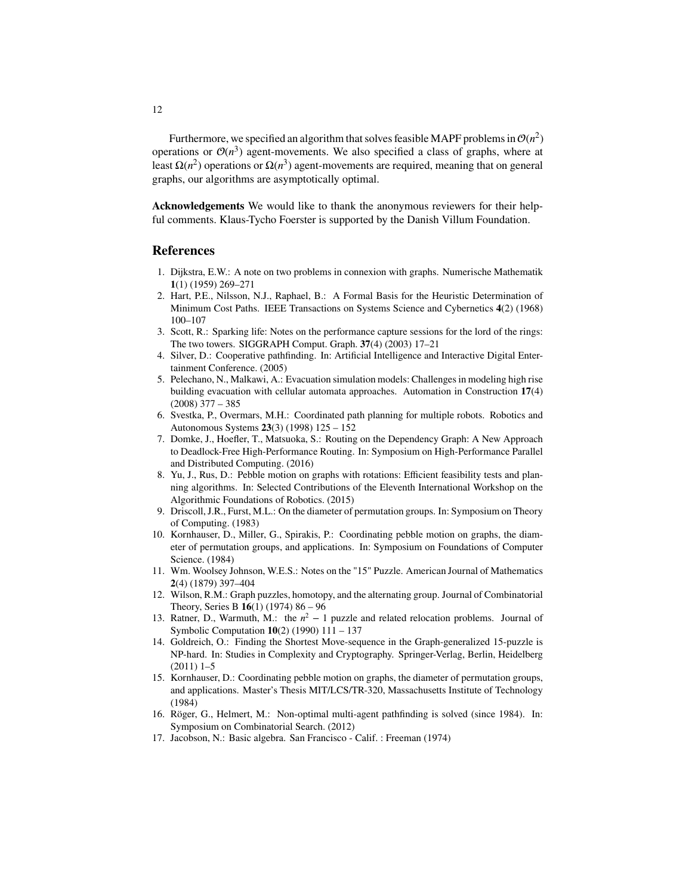Furthermore, we specified an algorithm that solves feasible MAPF problems in $\mathcal{O}(n^2)$ operations or $\mathcal{O}(n^3)$ agent-movements. We also specified a class of graphs, where at least $\Omega(n^2)$ operations or $\Omega(n^3)$ agent-movements are required, meaning that on general graphs, our algorithms are asymptotically optimal.

**Acknowledgements** We would like to thank the anonymous reviewers for their helpful comments. Klaus-Tycho Foerster is supported by the Danish Villum Foundation.

## References

1. Dijkstra, E.W.: A note on two problems in connexion with graphs. Numerische Mathematik **1**(1) (1959) 269–271
2. Hart, P.E., Nilsson, N.J., Raphael, B.: A Formal Basis for the Heuristic Determination of Minimum Cost Paths. IEEE Transactions on Systems Science and Cybernetics **4**(2) (1968) 100–107
3. Scott, R.: Sparking life: Notes on the performance capture sessions for the lord of the rings: The two towers. SIGGRAPH Comput. Graph. **37**(4) (2003) 17–21
4. Silver, D.: Cooperative pathfinding. In: Artificial Intelligence and Interactive Digital Entertainment Conference. (2005)
5. Pelechano, N., Malkawi, A.: Evacuation simulation models: Challenges in modeling high rise building evacuation with cellular automata approaches. Automation in Construction **17**(4) (2008) 377 – 385
6. Svestka, P., Overmars, M.H.: Coordinated path planning for multiple robots. Robotics and Autonomous Systems **23**(3) (1998) 125 – 152
7. Domke, J., Hoefler, T., Matsuoka, S.: Routing on the Dependency Graph: A New Approach to Deadlock-Free High-Performance Routing. In: Symposium on High-Performance Parallel and Distributed Computing. (2016)
8. Yu, J., Rus, D.: Pebble motion on graphs with rotations: Efficient feasibility tests and planning algorithms. In: Selected Contributions of the Eleventh International Workshop on the Algorithmic Foundations of Robotics. (2015)
9. Driscoll, J.R., Furst, M.L.: On the diameter of permutation groups. In: Symposium on Theory of Computing. (1983)
10. Kornhauser, D., Miller, G., Spirakis, P.: Coordinating pebble motion on graphs, the diameter of permutation groups, and applications. In: Symposium on Foundations of Computer Science. (1984)
11. Wm. Woolsey Johnson, W.E.S.: Notes on the "15" Puzzle. American Journal of Mathematics **2**(4) (1879) 397–404
12. Wilson, R.M.: Graph puzzles, homotopy, and the alternating group. Journal of Combinatorial Theory, Series B **16**(1) (1974) 86 – 96
13. Ratner, D., Warmuth, M.: the $n^2 - 1$ puzzle and related relocation problems. Journal of Symbolic Computation **10**(2) (1990) 111 – 137
14. Goldreich, O.: Finding the Shortest Move-sequence in the Graph-generalized 15-puzzle is NP-hard. In: Studies in Complexity and Cryptography. Springer-Verlag, Berlin, Heidelberg (2011) 1–5
15. Kornhauser, D.: Coordinating pebble motion on graphs, the diameter of permutation groups, and applications. Master's Thesis MIT/LCS/TR-320, Massachusetts Institute of Technology (1984)
16. Röger, G., Helmert, M.: Non-optimal multi-agent pathfinding is solved (since 1984). In: Symposium on Combinatorial Search. (2012)
17. Jacobson, N.: Basic algebra. San Francisco - Calif. : Freeman (1974)